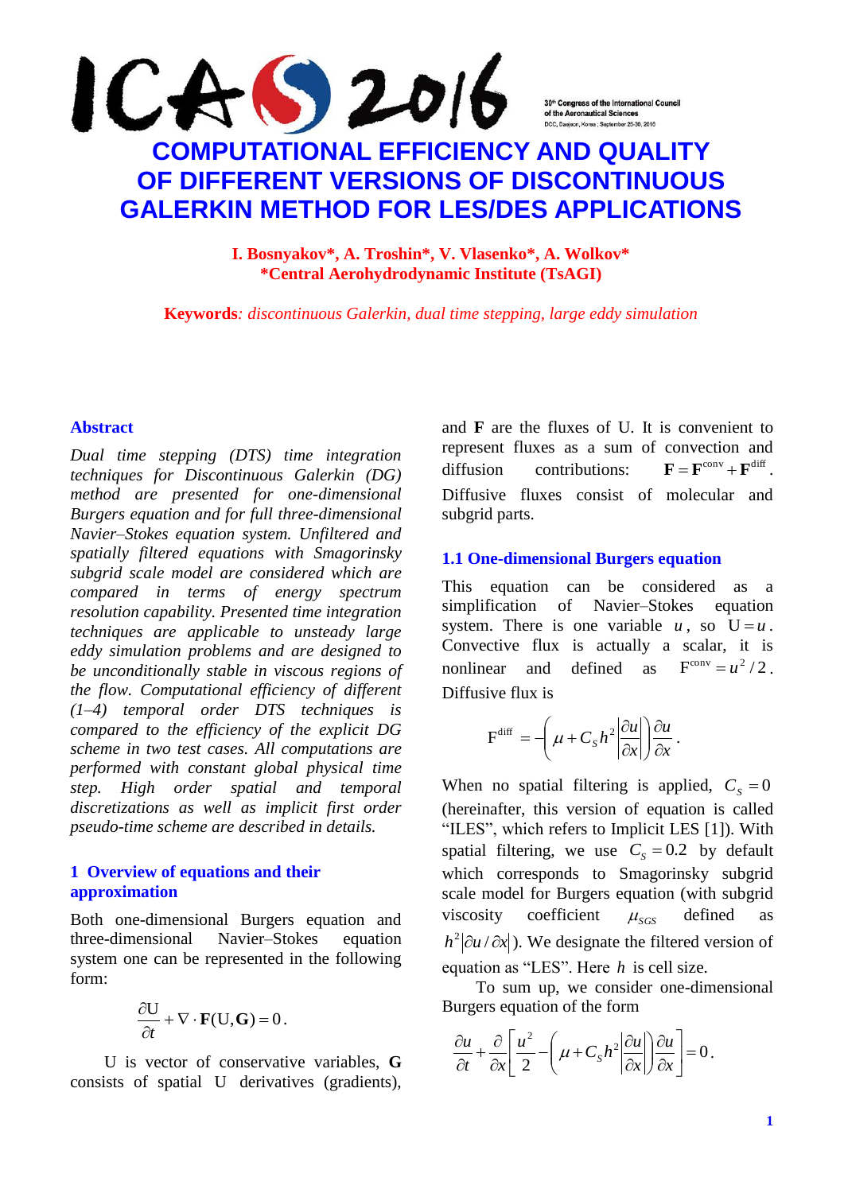# COMPUTATIONAL EFFICIENCY AND QUALITY OF DIFFERENT VERSIONS OF DISCONTINUOUS GALERKIN METHOD FOR LES/DES APPLICATIONS

**I. Bosnyakov\*, A. Troshin\*, V. Vlasenko\*, A. Wolkov\***
**\*Central Aerohydrodynamic Institute (TsAGI)**

**Keywords**: *discontinuous Galerkin, dual time stepping, large eddy simulation*

## Abstract

*Dual time stepping (DTS) time integration techniques for Discontinuous Galerkin (DG) method are presented for one-dimensional Burgers equation and for full three-dimensional Navier–Stokes equation system. Unfiltered and spatially filtered equations with Smagorinsky subgrid scale model are considered which are compared in terms of energy spectrum resolution capability. Presented time integration techniques are applicable to unsteady large eddy simulation problems and are designed to be unconditionally stable in viscous regions of the flow. Computational efficiency of different (1–4) temporal order DTS techniques is compared to the efficiency of the explicit DG scheme in two test cases. All computations are performed with constant global physical time step. High order spatial and temporal discretizations as well as implicit first order pseudo-time scheme are described in details.*

## 1 Overview of equations and their approximation

Both one-dimensional Burgers equation and three-dimensional Navier–Stokes equation system one can be represented in the following form:

$$\frac{\partial \mathrm{U}}{\partial t} + \nabla \cdot \mathbf{F}(\mathrm{U}, \mathbf{G}) = 0 .$$

U is vector of conservative variables, $\mathbf{G}$ consists of spatial U derivatives (gradients), and $\mathbf{F}$ are the fluxes of U. It is convenient to represent fluxes as a sum of convection and diffusion contributions: $\mathbf{F} = \mathbf{F}^{\mathrm{conv}} + \mathbf{F}^{\mathrm{diff}}$. Diffusive fluxes consist of molecular and subgrid parts.

### 1.1 One-dimensional Burgers equation

This equation can be considered as a simplification of Navier–Stokes equation system. There is one variable $u$, so $\mathrm{U} = u$. Convective flux is actually a scalar, it is nonlinear and defined as $\mathrm{F}^{\mathrm{conv}} = u^2/2$. Diffusive flux is

$$\mathrm{F}^{\mathrm{diff}} = -\left(\mu + C_S h^2 \left|\frac{\partial u}{\partial x}\right|\right)\frac{\partial u}{\partial x} .$$

When no spatial filtering is applied, $C_S = 0$ (hereinafter, this version of equation is called "ILES", which refers to Implicit LES [1]). With spatial filtering, we use $C_S = 0.2$ by default which corresponds to Smagorinsky subgrid scale model for Burgers equation (with subgrid viscosity coefficient $\mu_{SGS}$ defined as $h^2 |\partial u / \partial x|$). We designate the filtered version of equation as "LES". Here $h$ is cell size.

To sum up, we consider one-dimensional Burgers equation of the form

$$\frac{\partial u}{\partial t} + \frac{\partial}{\partial x}\left[\frac{u^2}{2} - \left(\mu + C_S h^2 \left|\frac{\partial u}{\partial x}\right|\right)\frac{\partial u}{\partial x}\right] = 0 .$$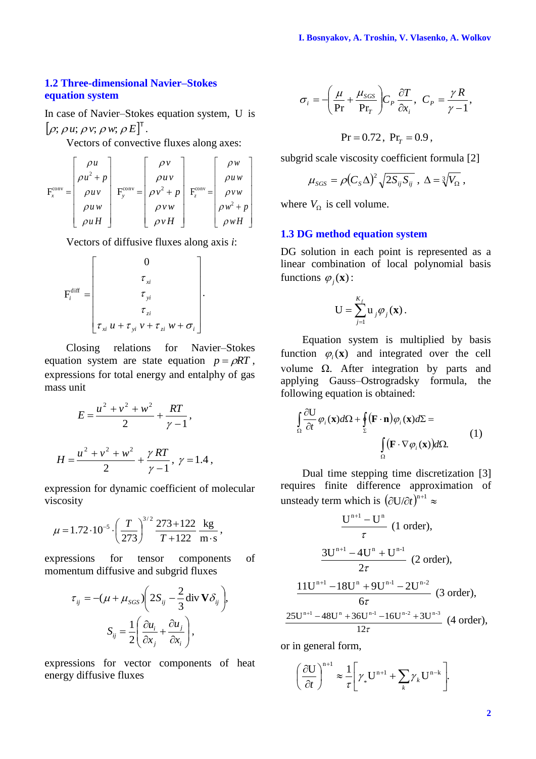### 1.2 Three-dimensional Navier–Stokes equation system

In case of Navier–Stokes equation system, U is $[\rho; \rho u; \rho v; \rho w; \rho E]^{\mathrm{T}}$.

Vectors of convective fluxes along axes:

$$
\mathrm{F}_x^{\mathrm{conv}} = \begin{bmatrix} \rho u \\ \rho u^2 + p \\ \rho u v \\ \rho u w \\ \rho u H \end{bmatrix}
\quad
\mathrm{F}_y^{\mathrm{conv}} = \begin{bmatrix} \rho v \\ \rho u v \\ \rho v^2 + p \\ \rho v w \\ \rho v H \end{bmatrix}
\quad
\mathrm{F}_z^{\mathrm{conv}} = \begin{bmatrix} \rho w \\ \rho u w \\ \rho v w \\ \rho w^2 + p \\ \rho w H \end{bmatrix}
$$

Vectors of diffusive fluxes along axis *i*:

$$
\mathrm{F}_i^{\mathrm{diff}} = \begin{bmatrix} 0 \\ \tau_{xi} \\ \tau_{yi} \\ \tau_{zi} \\ \tau_{xi}\, u + \tau_{yi}\, v + \tau_{zi}\, w + \sigma_i \end{bmatrix}.
$$

Closing relations for Navier–Stokes equation system are state equation $p = \rho R T$, expressions for total energy and entalphy of gas mass unit

$$
E = \frac{u^2 + v^2 + w^2}{2} + \frac{RT}{\gamma - 1},
$$

$$
H = \frac{u^2 + v^2 + w^2}{2} + \frac{\gamma RT}{\gamma - 1}, \; \gamma = 1.4,
$$

expression for dynamic coefficient of molecular viscosity

$$
\mu = 1.72 \cdot 10^{-5} \cdot \left(\frac{T}{273}\right)^{3/2} \frac{273 + 122}{T + 122} \frac{\mathrm{kg}}{\mathrm{m \cdot s}},
$$

expressions for tensor components of momentum diffusive and subgrid fluxes

$$
\tau_{ij} = -(\mu + \mu_{SGS})\left(2S_{ij} - \frac{2}{3}\operatorname{div} \mathbf{V} \delta_{ij}\right),
$$

$$
S_{ij} = \frac{1}{2}\left(\frac{\partial u_i}{\partial x_j} + \frac{\partial u_j}{\partial x_i}\right),
$$

expressions for vector components of heat energy diffusive fluxes

$$
\sigma_i = -\left(\frac{\mu}{\mathrm{Pr}} + \frac{\mu_{SGS}}{\mathrm{Pr}_T}\right) C_P \frac{\partial T}{\partial x_i}, \; C_P = \frac{\gamma R}{\gamma - 1},
$$

$$
\mathrm{Pr} = 0.72, \; \mathrm{Pr}_T = 0.9,
$$

subgrid scale viscosity coefficient formula [2]

$$
\mu_{SGS} = \rho (C_S \Delta)^2 \sqrt{2 S_{ij} S_{ij}}, \; \Delta = \sqrt[3]{V_\Omega},
$$

where $V_\Omega$ is cell volume.

### 1.3 DG method equation system

DG solution in each point is represented as a linear combination of local polynomial basis functions $\varphi_j(\mathbf{x})$:

$$
\mathrm{U} = \sum_{j=1}^{K_f} \mathrm{u}_j \varphi_j(\mathbf{x}).
$$

Equation system is multiplied by basis function $\varphi_i(\mathbf{x})$ and integrated over the cell volume $\Omega$. After integration by parts and applying Gauss–Ostrogradsky formula, the following equation is obtained:

$$
\int_\Omega \frac{\partial \mathrm{U}}{\partial t} \varphi_i(\mathbf{x}) d\Omega + \oint_\Sigma (\mathbf{F} \cdot \mathbf{n}) \varphi_i(\mathbf{x}) d\Sigma = \int_\Omega (\mathbf{F} \cdot \nabla \varphi_i(\mathbf{x})) d\Omega. \tag{1}
$$

Dual time stepping time discretization [3] requires finite difference approximation of unsteady term which is $(\partial \mathrm{U}/\partial t)^{\mathrm{n+1}} \approx$

$$
\frac{\mathrm{U}^{\mathrm{n+1}} - \mathrm{U}^{\mathrm{n}}}{\tau} \text{ (1 order)},
$$

$$
\frac{3\mathrm{U}^{\mathrm{n+1}} - 4\mathrm{U}^{\mathrm{n}} + \mathrm{U}^{\mathrm{n-1}}}{2\tau} \text{ (2 order)},
$$

$$
\frac{11\mathrm{U}^{\mathrm{n+1}} - 18\mathrm{U}^{\mathrm{n}} + 9\mathrm{U}^{\mathrm{n-1}} - 2\mathrm{U}^{\mathrm{n-2}}}{6\tau} \text{ (3 order)},
$$

$$
\frac{25\mathrm{U}^{\mathrm{n+1}} - 48\mathrm{U}^{\mathrm{n}} + 36\mathrm{U}^{\mathrm{n-1}} - 16\mathrm{U}^{\mathrm{n-2}} + 3\mathrm{U}^{\mathrm{n-3}}}{12\tau} \text{ (4 order)},
$$

or in general form,

$$
\left(\frac{\partial \mathrm{U}}{\partial t}\right)^{\mathrm{n+1}} \approx \frac{1}{\tau}\left[\gamma_* \mathrm{U}^{\mathrm{n+1}} + \sum_k \gamma_k \mathrm{U}^{\mathrm{n-k}}\right].
$$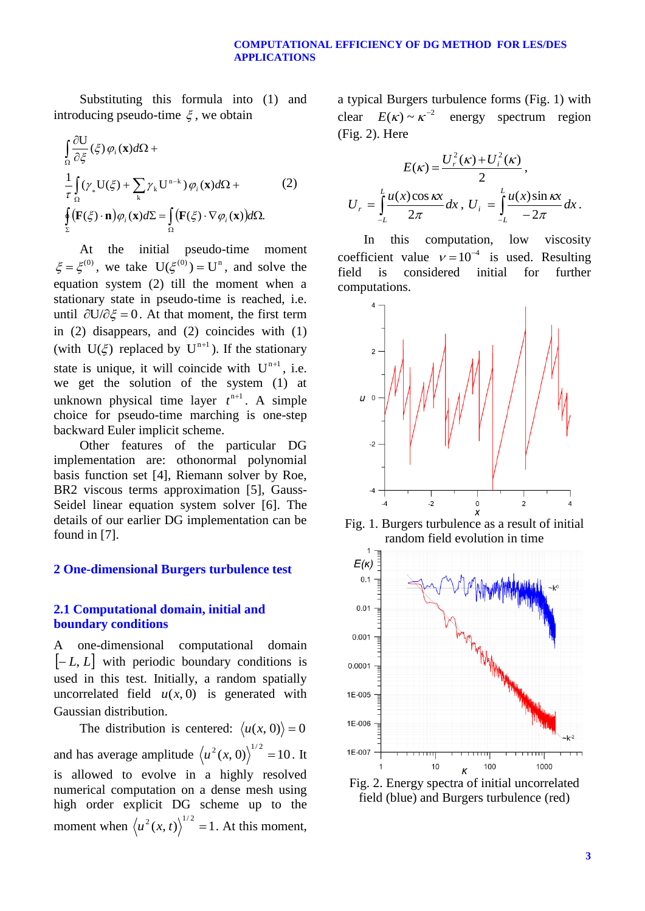Substituting this formula into (1) and introducing pseudo-time $\xi$, we obtain

$$\int_{\Omega} \frac{\partial \mathrm{U}}{\partial \xi}(\xi)\varphi_i(\mathbf{x})d\Omega + \frac{1}{\tau}\int_{\Omega}(\gamma_* \mathrm{U}(\xi) + \sum_k \gamma_k \mathrm{U}^{n-k})\varphi_i(\mathbf{x})d\Omega + \oint_{\Sigma}(\mathbf{F}(\xi)\cdot\mathbf{n})\varphi_i(\mathbf{x})d\Sigma = \int_{\Omega}(\mathbf{F}(\xi)\cdot\nabla\varphi_i(\mathbf{x}))d\Omega. \quad (2)$$

At the initial pseudo-time moment $\xi = \xi^{(0)}$, we take $\mathrm{U}(\xi^{(0)}) = \mathrm{U}^n$, and solve the equation system (2) till the moment when a stationary state in pseudo-time is reached, i.e. until $\partial \mathrm{U}/\partial \xi = 0$. At that moment, the first term in (2) disappears, and (2) coincides with (1) (with $\mathrm{U}(\xi)$ replaced by $\mathrm{U}^{n+1}$). If the stationary state is unique, it will coincide with $\mathrm{U}^{n+1}$, i.e. we get the solution of the system (1) at unknown physical time layer $t^{n+1}$. A simple choice for pseudo-time marching is one-step backward Euler implicit scheme.

Other features of the particular DG implementation are: othonormal polynomial basis function set [4], Riemann solver by Roe, BR2 viscous terms approximation [5], Gauss-Seidel linear equation system solver [6]. The details of our earlier DG implementation can be found in [7].

## 2 One-dimensional Burgers turbulence test

### 2.1 Computational domain, initial and boundary conditions

A one-dimensional computational domain $[-L, L]$ with periodic boundary conditions is used in this test. Initially, a random spatially uncorrelated field $u(x,0)$ is generated with Gaussian distribution.

The distribution is centered: $\langle u(x,0)\rangle = 0$ and has average amplitude $\langle u^2(x,0)\rangle^{1/2} = 10$. It is allowed to evolve in a highly resolved numerical computation on a dense mesh using high order explicit DG scheme up to the moment when $\langle u^2(x,t)\rangle^{1/2} = 1$. At this moment, a typical Burgers turbulence forms (Fig. 1) with clear $E(\kappa) \sim \kappa^{-2}$ energy spectrum region (Fig. 2). Here

$$E(\kappa) = \frac{U_r^2(\kappa) + U_i^2(\kappa)}{2},$$

$$U_r = \int_{-L}^{L} \frac{u(x)\cos\kappa x}{2\pi}dx, \quad U_i = \int_{-L}^{L} \frac{u(x)\sin\kappa x}{-2\pi}dx.$$

In this computation, low viscosity coefficient value $\nu = 10^{-4}$ is used. Resulting field is considered initial for further computations.

Fig. 1. Burgers turbulence as a result of initial random field evolution in time

Fig. 2. Energy spectra of initial uncorrelated field (blue) and Burgers turbulence (red)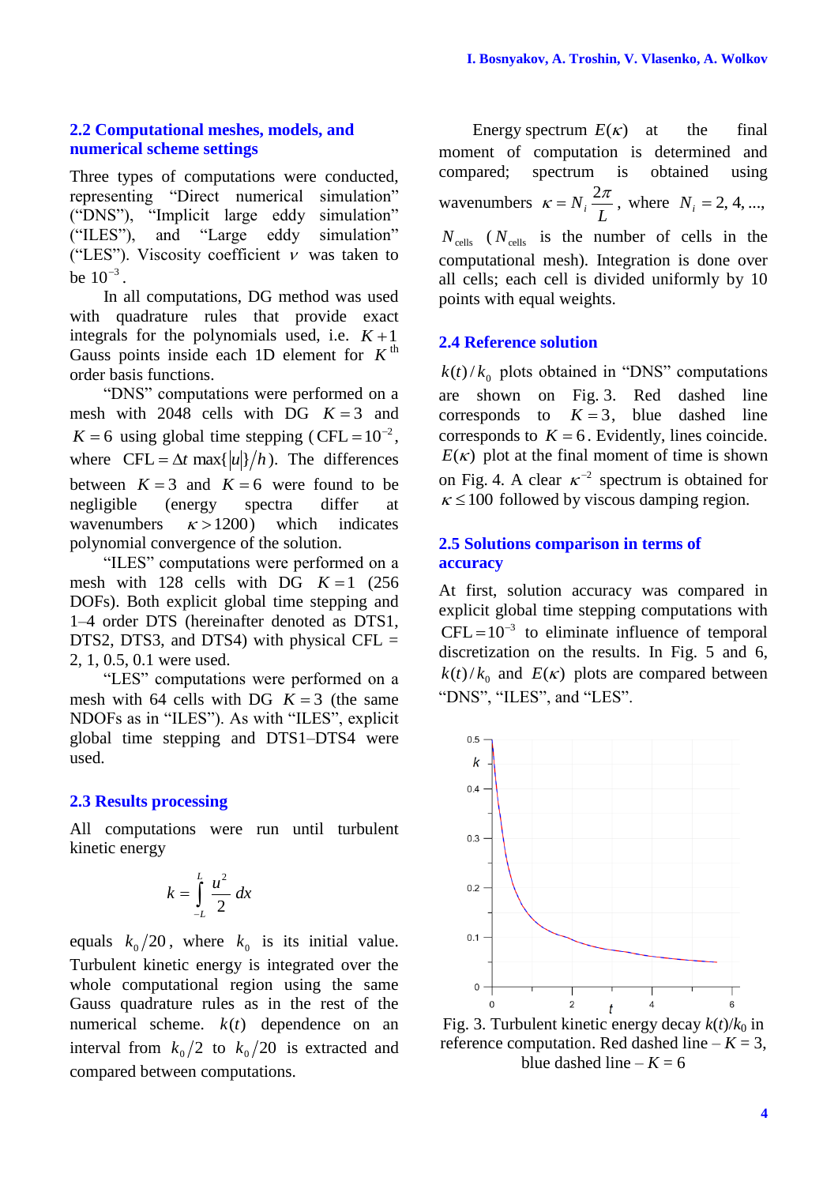## 2.2 Computational meshes, models, and numerical scheme settings

Three types of computations were conducted, representing "Direct numerical simulation" ("DNS"), "Implicit large eddy simulation" ("ILES"), and "Large eddy simulation" ("LES"). Viscosity coefficient $\nu$ was taken to be $10^{-3}$.

In all computations, DG method was used with quadrature rules that provide exact integrals for the polynomials used, i.e. $K+1$ Gauss points inside each 1D element for $K^{\text{th}}$ order basis functions.

"DNS" computations were performed on a mesh with 2048 cells with DG $K=3$ and $K=6$ using global time stepping ($\text{CFL}=10^{-2}$, where $\text{CFL}=\Delta t \max\{|u|\}/h$). The differences between $K=3$ and $K=6$ were found to be negligible (energy spectra differ at wavenumbers $\kappa > 1200$) which indicates polynomial convergence of the solution.

"ILES" computations were performed on a mesh with 128 cells with DG $K=1$ (256 DOFs). Both explicit global time stepping and 1–4 order DTS (hereinafter denoted as DTS1, DTS2, DTS3, and DTS4) with physical CFL = 2, 1, 0.5, 0.1 were used.

"LES" computations were performed on a mesh with 64 cells with DG $K=3$ (the same NDOFs as in "ILES"). As with "ILES", explicit global time stepping and DTS1–DTS4 were used.

## 2.3 Results processing

All computations were run until turbulent kinetic energy

$$k = \int_{-L}^{L} \frac{u^2}{2} dx$$

equals $k_0/20$, where $k_0$ is its initial value. Turbulent kinetic energy is integrated over the whole computational region using the same Gauss quadrature rules as in the rest of the numerical scheme. $k(t)$ dependence on an interval from $k_0/2$ to $k_0/20$ is extracted and compared between computations.

Energy spectrum $E(\kappa)$ at the final moment of computation is determined and compared; spectrum is obtained using wavenumbers $\kappa = N_i \dfrac{2\pi}{L}$, where $N_i = 2, 4, ...,$ $N_{\text{cells}}$ ($N_{\text{cells}}$ is the number of cells in the computational mesh). Integration is done over all cells; each cell is divided uniformly by 10 points with equal weights.

## 2.4 Reference solution

$k(t)/k_0$ plots obtained in "DNS" computations are shown on Fig. 3. Red dashed line corresponds to $K=3$, blue dashed line corresponds to $K=6$. Evidently, lines coincide. $E(\kappa)$ plot at the final moment of time is shown on Fig. 4. A clear $\kappa^{-2}$ spectrum is obtained for $\kappa \le 100$ followed by viscous damping region.

## 2.5 Solutions comparison in terms of accuracy

At first, solution accuracy was compared in explicit global time stepping computations with $\text{CFL}=10^{-3}$ to eliminate influence of temporal discretization on the results. In Fig. 5 and 6, $k(t)/k_0$ and $E(\kappa)$ plots are compared between "DNS", "ILES", and "LES".

Fig. 3. Turbulent kinetic energy decay $k(t)/k_0$ in reference computation. Red dashed line – $K = 3$, blue dashed line – $K = 6$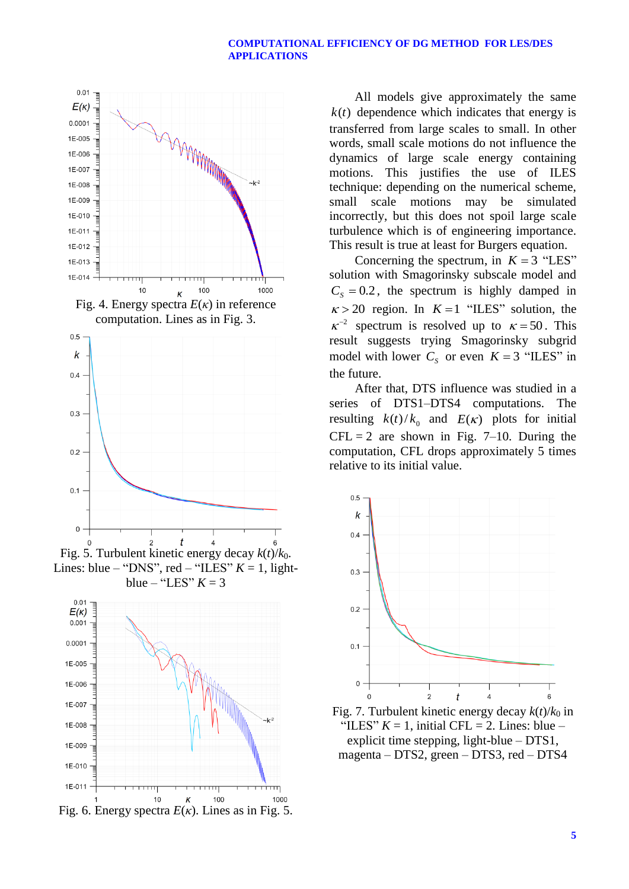Fig. 4. Energy spectra $E(\kappa)$ in reference computation. Lines as in Fig. 3.

Fig. 5. Turbulent kinetic energy decay $k(t)/k_0$. Lines: blue – "DNS", red – "ILES" $K = 1$, light-blue – "LES" $K = 3$

Fig. 6. Energy spectra $E(\kappa)$. Lines as in Fig. 5.

All models give approximately the same $k(t)$ dependence which indicates that energy is transferred from large scales to small. In other words, small scale motions do not influence the dynamics of large scale energy containing motions. This justifies the use of ILES technique: depending on the numerical scheme, small scale motions may be simulated incorrectly, but this does not spoil large scale turbulence which is of engineering importance. This result is true at least for Burgers equation.

Concerning the spectrum, in $K = 3$ "LES" solution with Smagorinsky subscale model and $C_S = 0.2$, the spectrum is highly damped in $\kappa > 20$ region. In $K = 1$ "ILES" solution, the $\kappa^{-2}$ spectrum is resolved up to $\kappa = 50$. This result suggests trying Smagorinsky subgrid model with lower $C_S$ or even $K = 3$ "ILES" in the future.

After that, DTS influence was studied in a series of DTS1–DTS4 computations. The resulting $k(t)/k_0$ and $E(\kappa)$ plots for initial CFL = 2 are shown in Fig. 7–10. During the computation, CFL drops approximately 5 times relative to its initial value.

Fig. 7. Turbulent kinetic energy decay $k(t)/k_0$ in "ILES" $K = 1$, initial CFL = 2. Lines: blue – explicit time stepping, light-blue – DTS1, magenta – DTS2, green – DTS3, red – DTS4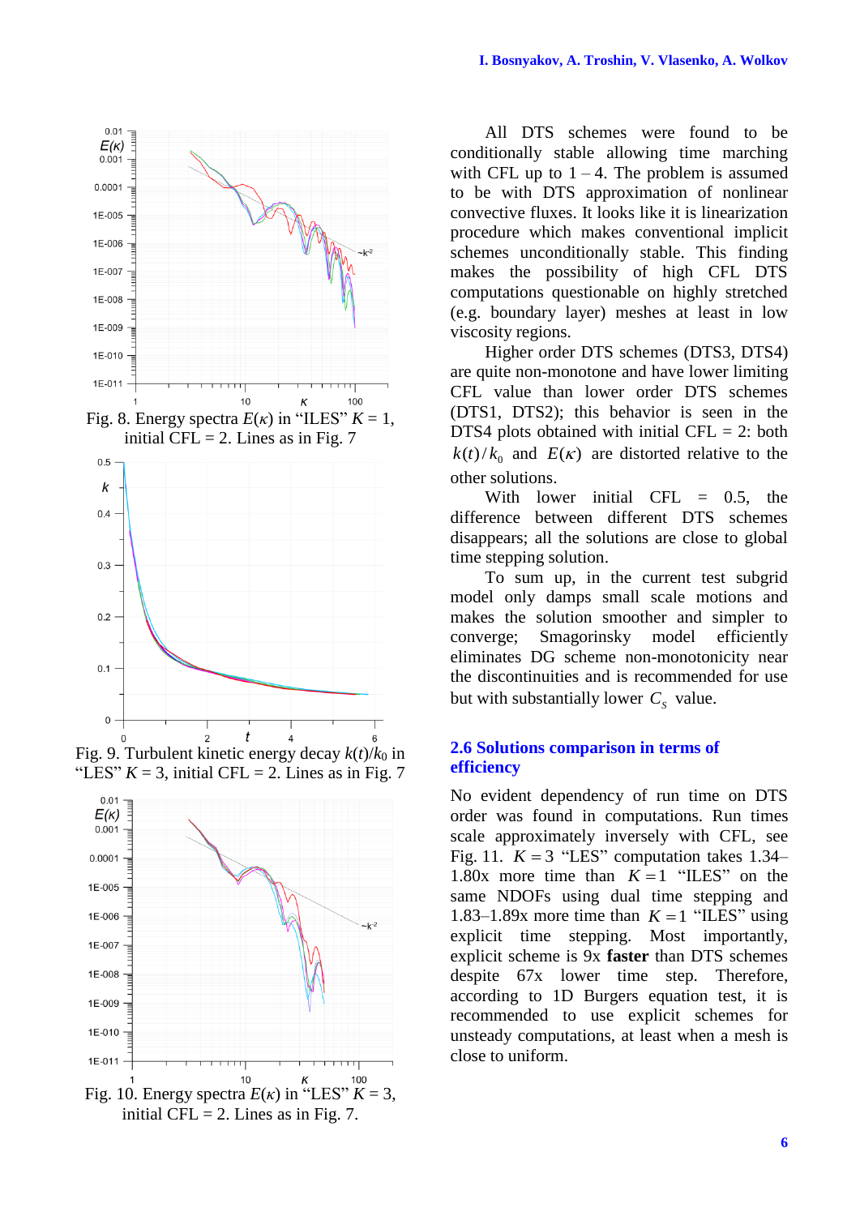Fig. 8. Energy spectra $E(\kappa)$ in "ILES" $K = 1$, initial CFL = 2. Lines as in Fig. 7

Fig. 9. Turbulent kinetic energy decay $k(t)/k_0$ in "LES" $K = 3$, initial CFL = 2. Lines as in Fig. 7

Fig. 10. Energy spectra $E(\kappa)$ in "LES" $K = 3$, initial CFL = 2. Lines as in Fig. 7.

All DTS schemes were found to be conditionally stable allowing time marching with CFL up to 1 – 4. The problem is assumed to be with DTS approximation of nonlinear convective fluxes. It looks like it is linearization procedure which makes conventional implicit schemes unconditionally stable. This finding makes the possibility of high CFL DTS computations questionable on highly stretched (e.g. boundary layer) meshes at least in low viscosity regions.

Higher order DTS schemes (DTS3, DTS4) are quite non-monotone and have lower limiting CFL value than lower order DTS schemes (DTS1, DTS2); this behavior is seen in the DTS4 plots obtained with initial CFL = 2: both $k(t)/k_0$ and $E(\kappa)$ are distorted relative to the other solutions.

With lower initial CFL = 0.5, the difference between different DTS schemes disappears; all the solutions are close to global time stepping solution.

To sum up, in the current test subgrid model only damps small scale motions and makes the solution smoother and simpler to converge; Smagorinsky model efficiently eliminates DG scheme non-monotonicity near the discontinuities and is recommended for use but with substantially lower $C_s$ value.

## 2.6 Solutions comparison in terms of efficiency

No evident dependency of run time on DTS order was found in computations. Run times scale approximately inversely with CFL, see Fig. 11. $K = 3$ "LES" computation takes 1.34–1.80x more time than $K = 1$ "ILES" on the same NDOFs using dual time stepping and 1.83–1.89x more time than $K = 1$ "ILES" using explicit time stepping. Most importantly, explicit scheme is 9x **faster** than DTS schemes despite 67x lower time step. Therefore, according to 1D Burgers equation test, it is recommended to use explicit schemes for unsteady computations, at least when a mesh is close to uniform.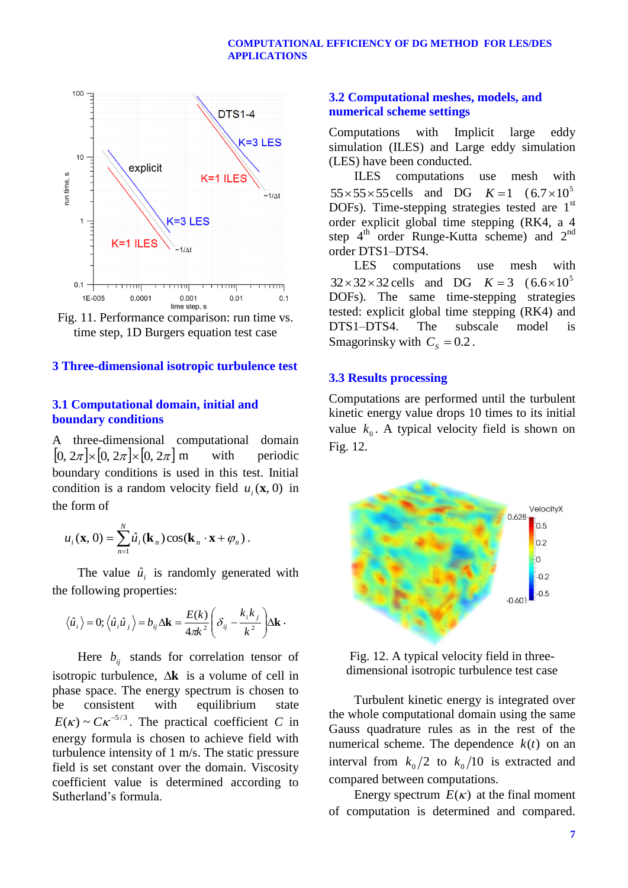Fig. 11. Performance comparison: run time vs. time step, 1D Burgers equation test case

## 3 Three-dimensional isotropic turbulence test

### 3.1 Computational domain, initial and boundary conditions

A three-dimensional computational domain $[0, 2\pi]\times[0, 2\pi]\times[0, 2\pi]$ m with periodic boundary conditions is used in this test. Initial condition is a random velocity field $u_i(\mathbf{x}, 0)$ in the form of

$$u_i(\mathbf{x}, 0) = \sum_{n=1}^{N} \hat{u}_i(\mathbf{k}_n)\cos(\mathbf{k}_n \cdot \mathbf{x} + \varphi_n).$$

The value $\hat{u}_i$ is randomly generated with the following properties:

$$\langle \hat{u}_i \rangle = 0; \langle \hat{u}_i \hat{u}_j \rangle = b_{ij}\Delta\mathbf{k} = \frac{E(k)}{4\pi k^2}\left(\delta_{ij} - \frac{k_i k_j}{k^2}\right)\Delta\mathbf{k}.$$

Here $b_{ij}$ stands for correlation tensor of isotropic turbulence, $\Delta\mathbf{k}$ is a volume of cell in phase space. The energy spectrum is chosen to be consistent with equilibrium state $E(\kappa) \sim C\kappa^{-5/3}$. The practical coefficient $C$ in energy formula is chosen to achieve field with turbulence intensity of 1 m/s. The static pressure field is set constant over the domain. Viscosity coefficient value is determined according to Sutherland's formula.

### 3.2 Computational meshes, models, and numerical scheme settings

Computations with Implicit large eddy simulation (ILES) and Large eddy simulation (LES) have been conducted.

ILES computations use mesh with $55\times55\times55$ cells and DG $K=1$ ($6.7\times10^5$ DOFs). Time-stepping strategies tested are 1st order explicit global time stepping (RK4, a 4 step 4th order Runge-Kutta scheme) and 2nd order DTS1–DTS4.

LES computations use mesh with $32\times32\times32$ cells and DG $K=3$ ($6.6\times10^5$ DOFs). The same time-stepping strategies tested: explicit global time stepping (RK4) and DTS1–DTS4. The subscale model is Smagorinsky with $C_S = 0.2$.

### 3.3 Results processing

Computations are performed until the turbulent kinetic energy value drops 10 times to its initial value $k_0$. A typical velocity field is shown on Fig. 12.

Fig. 12. A typical velocity field in three-dimensional isotropic turbulence test case

Turbulent kinetic energy is integrated over the whole computational domain using the same Gauss quadrature rules as in the rest of the numerical scheme. The dependence $k(t)$ on an interval from $k_0/2$ to $k_0/10$ is extracted and compared between computations.

Energy spectrum $E(\kappa)$ at the final moment of computation is determined and compared.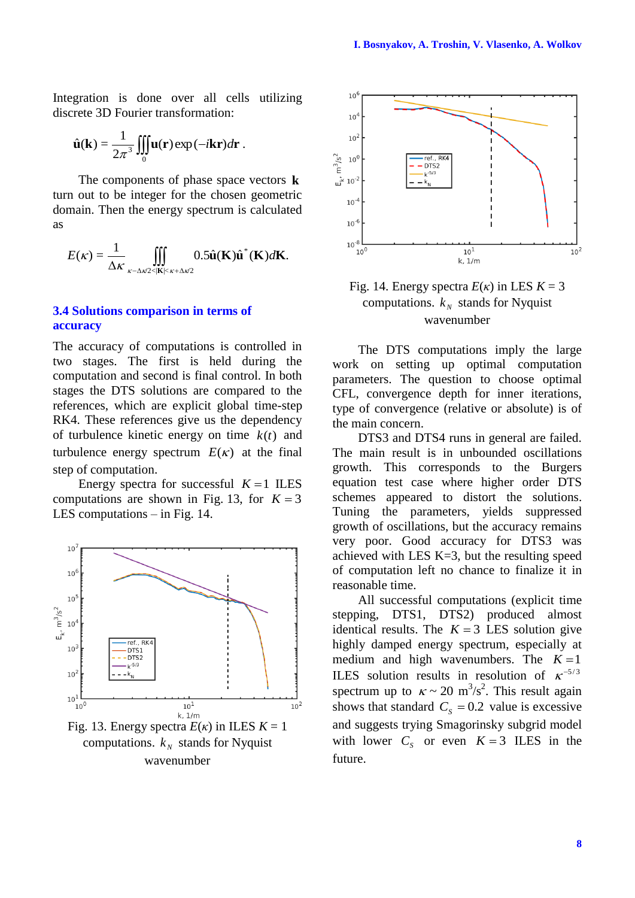Integration is done over all cells utilizing discrete 3D Fourier transformation:

$$\hat{\mathbf{u}}(\mathbf{k}) = \frac{1}{2\pi^3}\iiint_0 \mathbf{u}(\mathbf{r})\exp(-i\mathbf{kr})d\mathbf{r}\,.$$

The components of phase space vectors $\mathbf{k}$ turn out to be integer for the chosen geometric domain. Then the energy spectrum is calculated as

$$E(\kappa) = \frac{1}{\Delta\kappa}\iiint_{\kappa-\Delta\kappa/2<|\mathbf{K}|<\kappa+\Delta\kappa/2} 0.5\hat{\mathbf{u}}(\mathbf{K})\hat{\mathbf{u}}^*(\mathbf{K})d\mathbf{K}.$$

## 3.4 Solutions comparison in terms of accuracy

The accuracy of computations is controlled in two stages. The first is held during the computation and second is final control. In both stages the DTS solutions are compared to the references, which are explicit global time-step RK4. These references give us the dependency of turbulence kinetic energy on time $k(t)$ and turbulence energy spectrum $E(\kappa)$ at the final step of computation.

Energy spectra for successful $K=1$ ILES computations are shown in Fig. 13, for $K=3$ LES computations – in Fig. 14.

Fig. 13. Energy spectra $E(\kappa)$ in ILES $K = 1$ computations. $k_N$ stands for Nyquist wavenumber

Fig. 14. Energy spectra $E(\kappa)$ in LES $K = 3$ computations. $k_N$ stands for Nyquist wavenumber

The DTS computations imply the large work on setting up optimal computation parameters. The question to choose optimal CFL, convergence depth for inner iterations, type of convergence (relative or absolute) is of the main concern.

DTS3 and DTS4 runs in general are failed. The main result is in unbounded oscillations growth. This corresponds to the Burgers equation test case where higher order DTS schemes appeared to distort the solutions. Tuning the parameters, yields suppressed growth of oscillations, but the accuracy remains very poor. Good accuracy for DTS3 was achieved with LES K=3, but the resulting speed of computation left no chance to finalize it in reasonable time.

All successful computations (explicit time stepping, DTS1, DTS2) produced almost identical results. The $K=3$ LES solution give highly damped energy spectrum, especially at medium and high wavenumbers. The $K=1$ ILES solution results in resolution of $\kappa^{-5/3}$ spectrum up to $\kappa \sim 20$ m$^3$/s$^2$. This result again shows that standard $C_S = 0.2$ value is excessive and suggests trying Smagorinsky subgrid model with lower $C_S$ or even $K=3$ ILES in the future.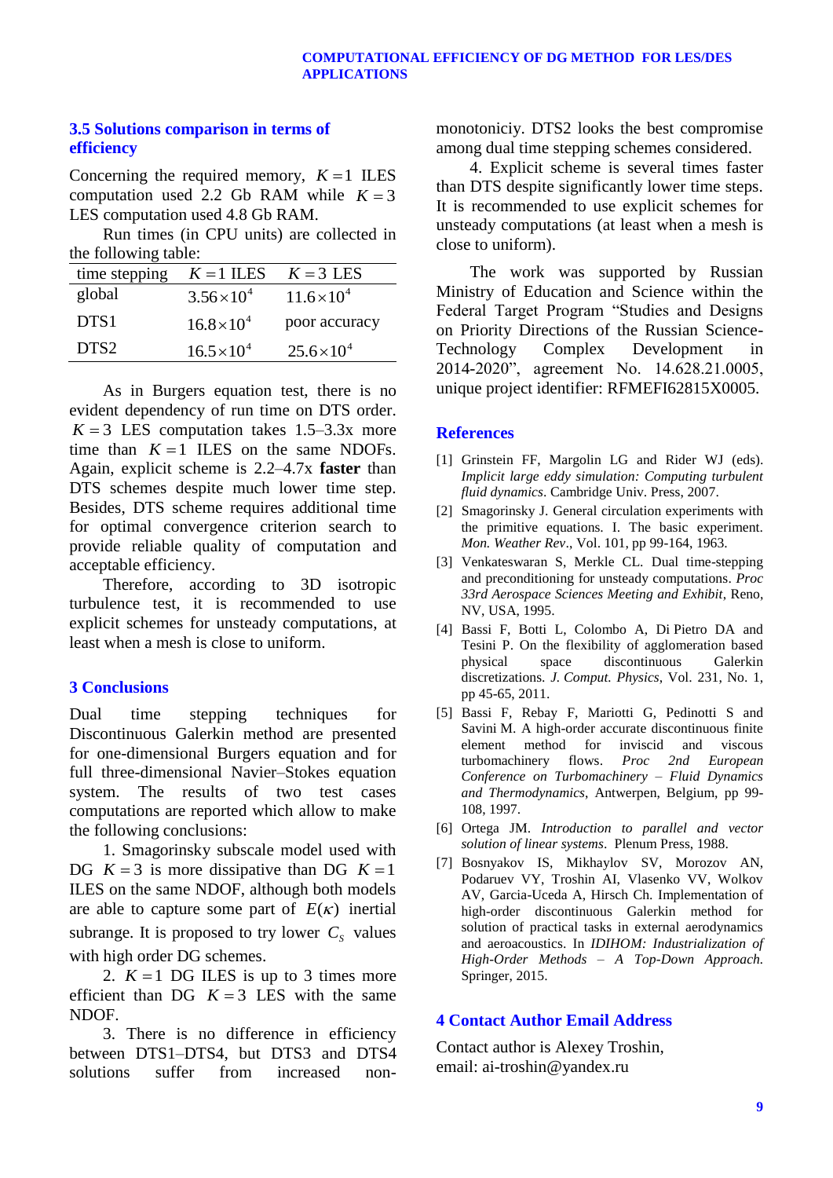### 3.5 Solutions comparison in terms of efficiency

Concerning the required memory, $K=1$ ILES computation used 2.2 Gb RAM while $K=3$ LES computation used 4.8 Gb RAM.

Run times (in CPU units) are collected in the following table:

| time stepping | $K=1$ ILES | $K=3$ LES |
|---|---|---|
| global | $3.56\times10^4$ | $11.6\times10^4$ |
| DTS1 | $16.8\times10^4$ | poor accuracy |
| DTS2 | $16.5\times10^4$ | $25.6\times10^4$ |

As in Burgers equation test, there is no evident dependency of run time on DTS order. $K=3$ LES computation takes 1.5–3.3x more time than $K=1$ ILES on the same NDOFs. Again, explicit scheme is 2.2–4.7x **faster** than DTS schemes despite much lower time step. Besides, DTS scheme requires additional time for optimal convergence criterion search to provide reliable quality of computation and acceptable efficiency.

Therefore, according to 3D isotropic turbulence test, it is recommended to use explicit schemes for unsteady computations, at least when a mesh is close to uniform.

## 3 Conclusions

Dual time stepping techniques for Discontinuous Galerkin method are presented for one-dimensional Burgers equation and for full three-dimensional Navier–Stokes equation system. The results of two test cases computations are reported which allow to make the following conclusions:

1. Smagorinsky subscale model used with DG $K=3$ is more dissipative than DG $K=1$ ILES on the same NDOF, although both models are able to capture some part of $E(\kappa)$ inertial subrange. It is proposed to try lower $C_S$ values with high order DG schemes.

2. $K=1$ DG ILES is up to 3 times more efficient than DG $K=3$ LES with the same NDOF.

3. There is no difference in efficiency between DTS1–DTS4, but DTS3 and DTS4 solutions suffer from increased non-monotoniciy. DTS2 looks the best compromise among dual time stepping schemes considered.

4. Explicit scheme is several times faster than DTS despite significantly lower time steps. It is recommended to use explicit schemes for unsteady computations (at least when a mesh is close to uniform).

The work was supported by Russian Ministry of Education and Science within the Federal Target Program “Studies and Designs on Priority Directions of the Russian Science-Technology Complex Development in 2014-2020”, agreement No. 14.628.21.0005, unique project identifier: RFMEFI62815X0005.

## References

[1] Grinstein FF, Margolin LG and Rider WJ (eds). *Implicit large eddy simulation: Computing turbulent fluid dynamics*. Cambridge Univ. Press, 2007.

[2] Smagorinsky J. General circulation experiments with the primitive equations. I. The basic experiment. *Mon. Weather Rev*., Vol. 101, pp 99-164, 1963.

[3] Venkateswaran S, Merkle CL. Dual time-stepping and preconditioning for unsteady computations. *Proc 33rd Aerospace Sciences Meeting and Exhibit*, Reno, NV, USA, 1995.

[4] Bassi F, Botti L, Colombo A, Di Pietro DA and Tesini P. On the flexibility of agglomeration based physical space discontinuous Galerkin discretizations. *J. Comput. Physics*, Vol. 231, No. 1, pp 45-65, 2011.

[5] Bassi F, Rebay F, Mariotti G, Pedinotti S and Savini M. A high-order accurate discontinuous finite element method for inviscid and viscous turbomachinery flows. *Proc 2nd European Conference on Turbomachinery – Fluid Dynamics and Thermodynamics*, Antwerpen, Belgium, pp 99-108, 1997.

[6] Ortega JM. *Introduction to parallel and vector solution of linear systems*. Plenum Press, 1988.

[7] Bosnyakov IS, Mikhaylov SV, Morozov AN, Podaruev VY, Troshin AI, Vlasenko VV, Wolkov AV, Garcia-Uceda A, Hirsch Ch. Implementation of high-order discontinuous Galerkin method for solution of practical tasks in external aerodynamics and aeroacoustics. In *IDIHOM: Industrialization of High-Order Methods – A Top-Down Approach.* Springer, 2015.

## 4 Contact Author Email Address

Contact author is Alexey Troshin, email: ai-troshin@yandex.ru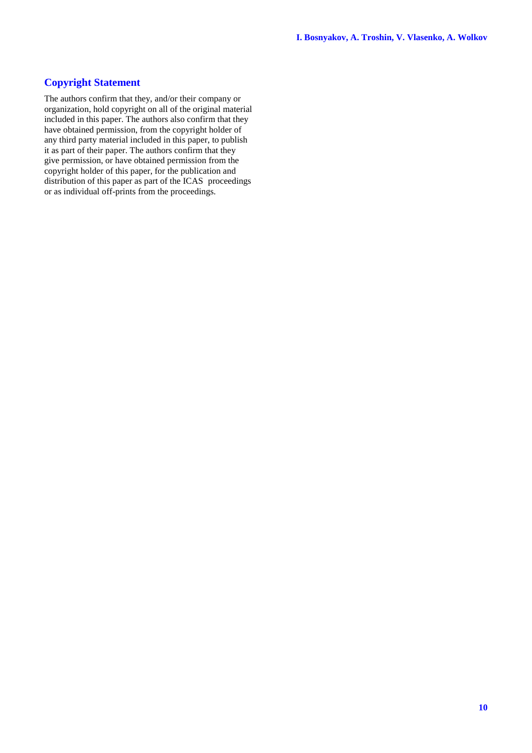## Copyright Statement

The authors confirm that they, and/or their company or organization, hold copyright on all of the original material included in this paper. The authors also confirm that they have obtained permission, from the copyright holder of any third party material included in this paper, to publish it as part of their paper. The authors confirm that they give permission, or have obtained permission from the copyright holder of this paper, for the publication and distribution of this paper as part of the ICAS proceedings or as individual off-prints from the proceedings.